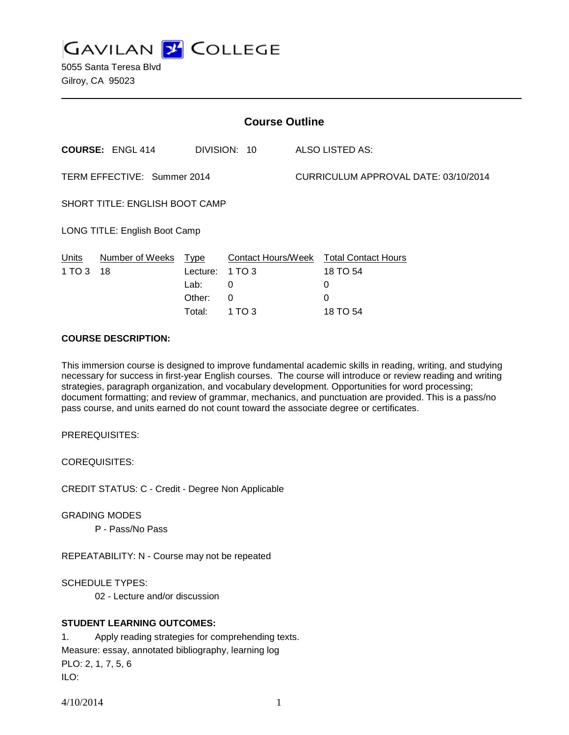# GAVILAN COLLEGE

5055 Santa Teresa Blvd
Gilroy, CA 95023

## Course Outline

**COURSE:** ENGL 414 DIVISION: 10 ALSO LISTED AS:

TERM EFFECTIVE: Summer 2014 CURRICULUM APPROVAL DATE: 03/10/2014

SHORT TITLE: ENGLISH BOOT CAMP

LONG TITLE: English Boot Camp

| Units | Number of Weeks | Type | Contact Hours/Week | Total Contact Hours |
|---|---|---|---|---|
| 1 TO 3 | 18 | Lecture: | 1 TO 3 | 18 TO 54 |
| | | Lab: | 0 | 0 |
| | | Other: | 0 | 0 |
| | | Total: | 1 TO 3 | 18 TO 54 |

**COURSE DESCRIPTION:**

This immersion course is designed to improve fundamental academic skills in reading, writing, and studying necessary for success in first-year English courses. The course will introduce or review reading and writing strategies, paragraph organization, and vocabulary development. Opportunities for word processing; document formatting; and review of grammar, mechanics, and punctuation are provided. This is a pass/no pass course, and units earned do not count toward the associate degree or certificates.

PREREQUISITES:

COREQUISITES:

CREDIT STATUS: C - Credit - Degree Non Applicable

GRADING MODES

P - Pass/No Pass

REPEATABILITY: N - Course may not be repeated

SCHEDULE TYPES:

02 - Lecture and/or discussion

**STUDENT LEARNING OUTCOMES:**

1. Apply reading strategies for comprehending texts.

Measure: essay, annotated bibliography, learning log

PLO: 2, 1, 7, 5, 6

ILO: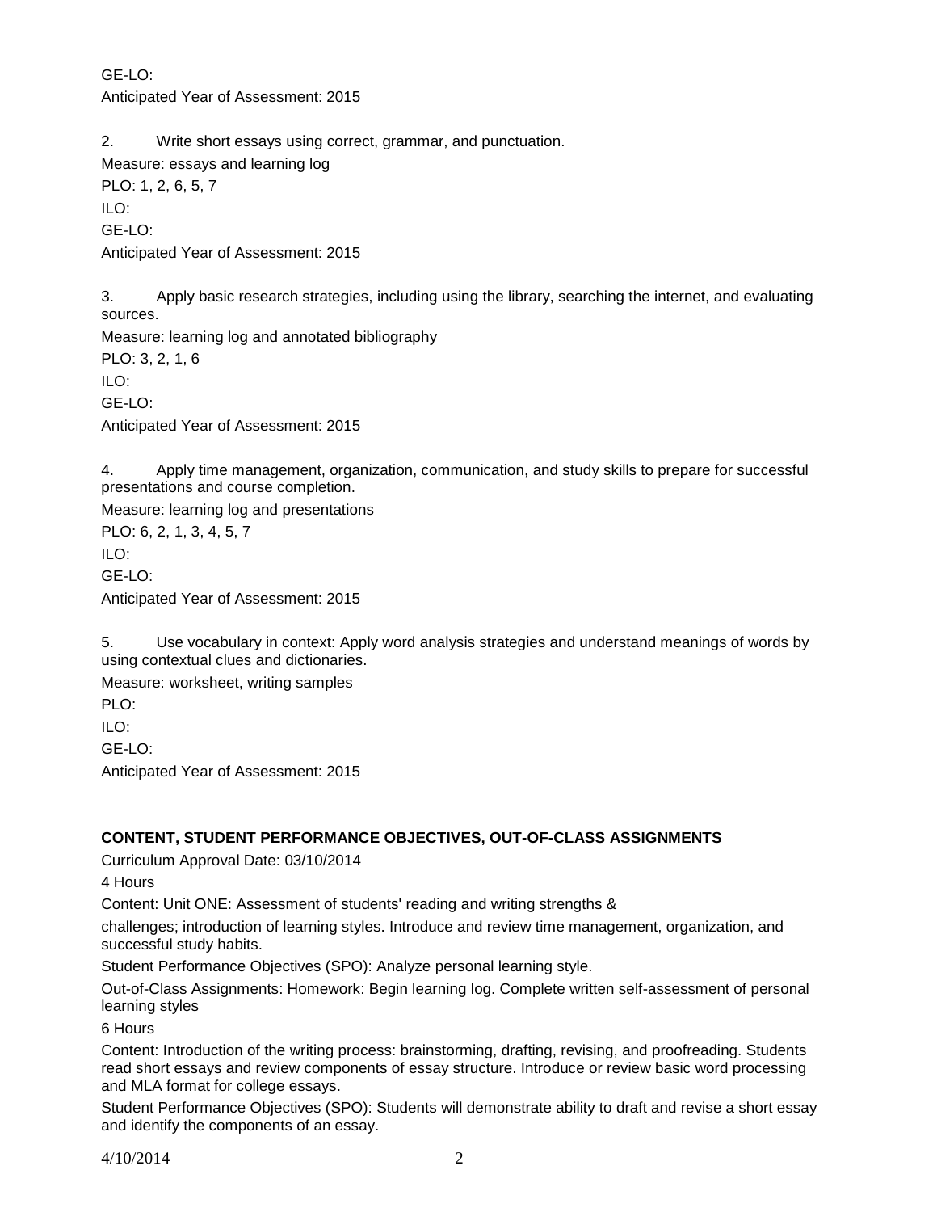GE-LO:

Anticipated Year of Assessment: 2015

2. Write short essays using correct, grammar, and punctuation.

Measure: essays and learning log

PLO: 1, 2, 6, 5, 7

ILO:

GE-LO:

Anticipated Year of Assessment: 2015

3. Apply basic research strategies, including using the library, searching the internet, and evaluating sources.

Measure: learning log and annotated bibliography

PLO: 3, 2, 1, 6

ILO:

GE-LO:

Anticipated Year of Assessment: 2015

4. Apply time management, organization, communication, and study skills to prepare for successful presentations and course completion.

Measure: learning log and presentations

PLO: 6, 2, 1, 3, 4, 5, 7

ILO:

GE-LO:

Anticipated Year of Assessment: 2015

5. Use vocabulary in context: Apply word analysis strategies and understand meanings of words by using contextual clues and dictionaries.

Measure: worksheet, writing samples

PLO:

ILO:

GE-LO:

Anticipated Year of Assessment: 2015

## CONTENT, STUDENT PERFORMANCE OBJECTIVES, OUT-OF-CLASS ASSIGNMENTS

Curriculum Approval Date: 03/10/2014

4 Hours

Content: Unit ONE: Assessment of students' reading and writing strengths &

challenges; introduction of learning styles. Introduce and review time management, organization, and successful study habits.

Student Performance Objectives (SPO): Analyze personal learning style.

Out-of-Class Assignments: Homework: Begin learning log. Complete written self-assessment of personal learning styles

6 Hours

Content: Introduction of the writing process: brainstorming, drafting, revising, and proofreading. Students read short essays and review components of essay structure. Introduce or review basic word processing and MLA format for college essays.

Student Performance Objectives (SPO): Students will demonstrate ability to draft and revise a short essay and identify the components of an essay.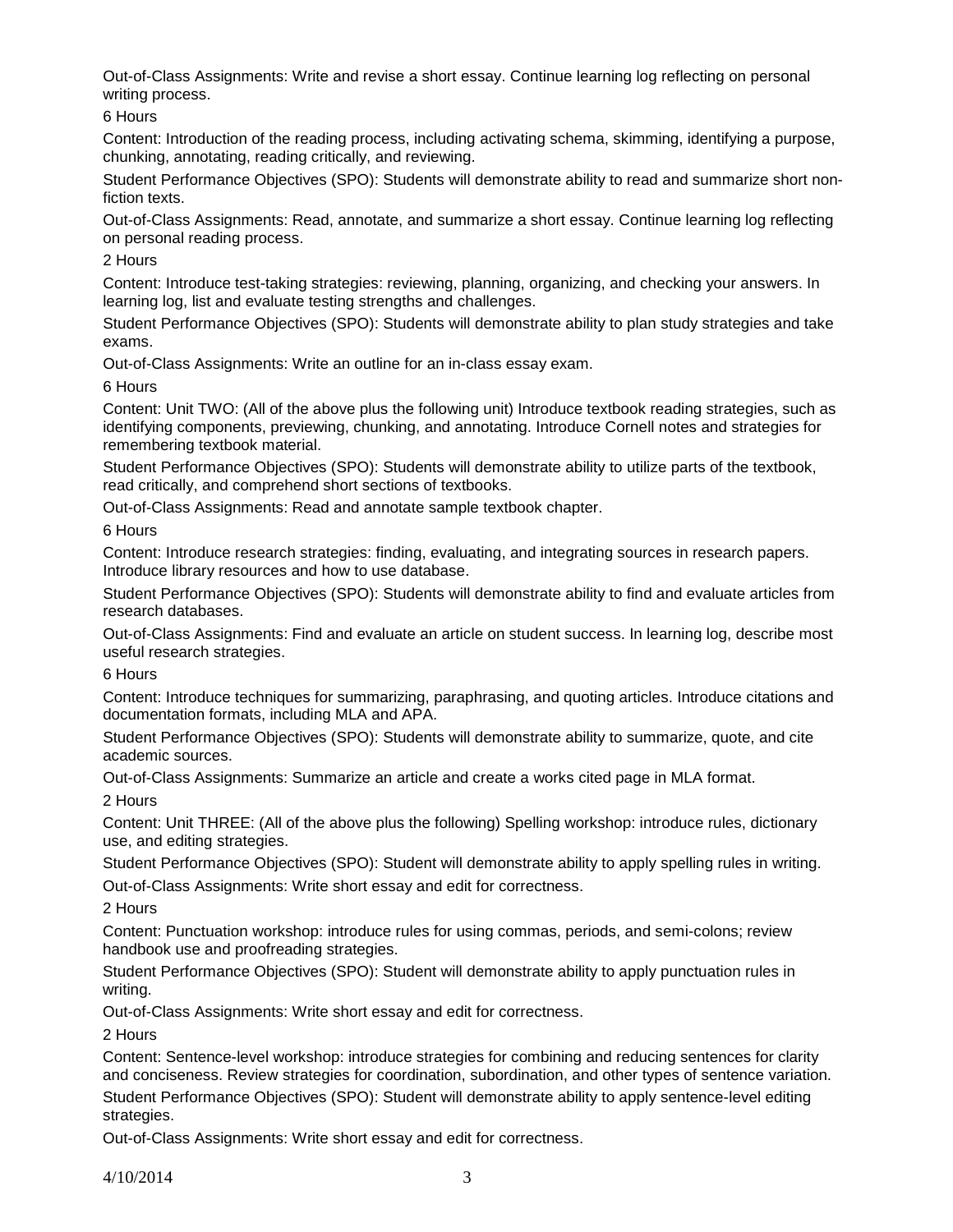Out-of-Class Assignments: Write and revise a short essay. Continue learning log reflecting on personal writing process.

6 Hours

Content: Introduction of the reading process, including activating schema, skimming, identifying a purpose, chunking, annotating, reading critically, and reviewing.

Student Performance Objectives (SPO): Students will demonstrate ability to read and summarize short non-fiction texts.

Out-of-Class Assignments: Read, annotate, and summarize a short essay. Continue learning log reflecting on personal reading process.

2 Hours

Content: Introduce test-taking strategies: reviewing, planning, organizing, and checking your answers. In learning log, list and evaluate testing strengths and challenges.

Student Performance Objectives (SPO): Students will demonstrate ability to plan study strategies and take exams.

Out-of-Class Assignments: Write an outline for an in-class essay exam.

6 Hours

Content: Unit TWO: (All of the above plus the following unit) Introduce textbook reading strategies, such as identifying components, previewing, chunking, and annotating. Introduce Cornell notes and strategies for remembering textbook material.

Student Performance Objectives (SPO): Students will demonstrate ability to utilize parts of the textbook, read critically, and comprehend short sections of textbooks.

Out-of-Class Assignments: Read and annotate sample textbook chapter.

6 Hours

Content: Introduce research strategies: finding, evaluating, and integrating sources in research papers. Introduce library resources and how to use database.

Student Performance Objectives (SPO): Students will demonstrate ability to find and evaluate articles from research databases.

Out-of-Class Assignments: Find and evaluate an article on student success. In learning log, describe most useful research strategies.

6 Hours

Content: Introduce techniques for summarizing, paraphrasing, and quoting articles. Introduce citations and documentation formats, including MLA and APA.

Student Performance Objectives (SPO): Students will demonstrate ability to summarize, quote, and cite academic sources.

Out-of-Class Assignments: Summarize an article and create a works cited page in MLA format.

2 Hours

Content: Unit THREE: (All of the above plus the following) Spelling workshop: introduce rules, dictionary use, and editing strategies.

Student Performance Objectives (SPO): Student will demonstrate ability to apply spelling rules in writing.

Out-of-Class Assignments: Write short essay and edit for correctness.

2 Hours

Content: Punctuation workshop: introduce rules for using commas, periods, and semi-colons; review handbook use and proofreading strategies.

Student Performance Objectives (SPO): Student will demonstrate ability to apply punctuation rules in writing.

Out-of-Class Assignments: Write short essay and edit for correctness.

2 Hours

Content: Sentence-level workshop: introduce strategies for combining and reducing sentences for clarity and conciseness. Review strategies for coordination, subordination, and other types of sentence variation.

Student Performance Objectives (SPO): Student will demonstrate ability to apply sentence-level editing strategies.

Out-of-Class Assignments: Write short essay and edit for correctness.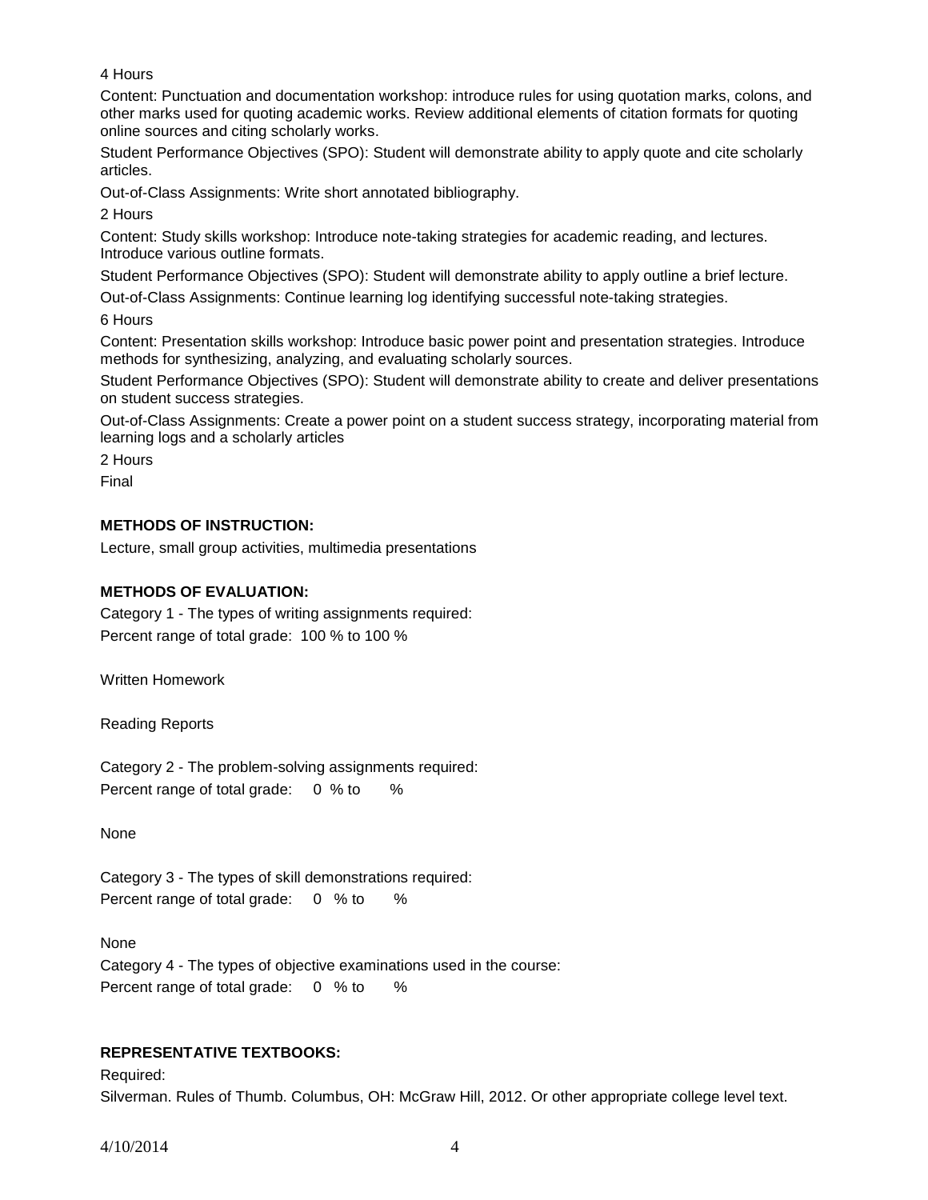4 Hours

Content: Punctuation and documentation workshop: introduce rules for using quotation marks, colons, and other marks used for quoting academic works. Review additional elements of citation formats for quoting online sources and citing scholarly works.

Student Performance Objectives (SPO): Student will demonstrate ability to apply quote and cite scholarly articles.

Out-of-Class Assignments: Write short annotated bibliography.

2 Hours

Content: Study skills workshop: Introduce note-taking strategies for academic reading, and lectures. Introduce various outline formats.

Student Performance Objectives (SPO): Student will demonstrate ability to apply outline a brief lecture.

Out-of-Class Assignments: Continue learning log identifying successful note-taking strategies.

6 Hours

Content: Presentation skills workshop: Introduce basic power point and presentation strategies. Introduce methods for synthesizing, analyzing, and evaluating scholarly sources.

Student Performance Objectives (SPO): Student will demonstrate ability to create and deliver presentations on student success strategies.

Out-of-Class Assignments: Create a power point on a student success strategy, incorporating material from learning logs and a scholarly articles

2 Hours

Final

**METHODS OF INSTRUCTION:**

Lecture, small group activities, multimedia presentations

**METHODS OF EVALUATION:**

Category 1 - The types of writing assignments required:
Percent range of total grade: 100 % to 100 %

Written Homework

Reading Reports

Category 2 - The problem-solving assignments required:
Percent range of total grade: 0 % to %

None

Category 3 - The types of skill demonstrations required:
Percent range of total grade: 0 % to %

None

Category 4 - The types of objective examinations used in the course:
Percent range of total grade: 0 % to %

**REPRESENTATIVE TEXTBOOKS:**

Required:
Silverman. Rules of Thumb. Columbus, OH: McGraw Hill, 2012. Or other appropriate college level text.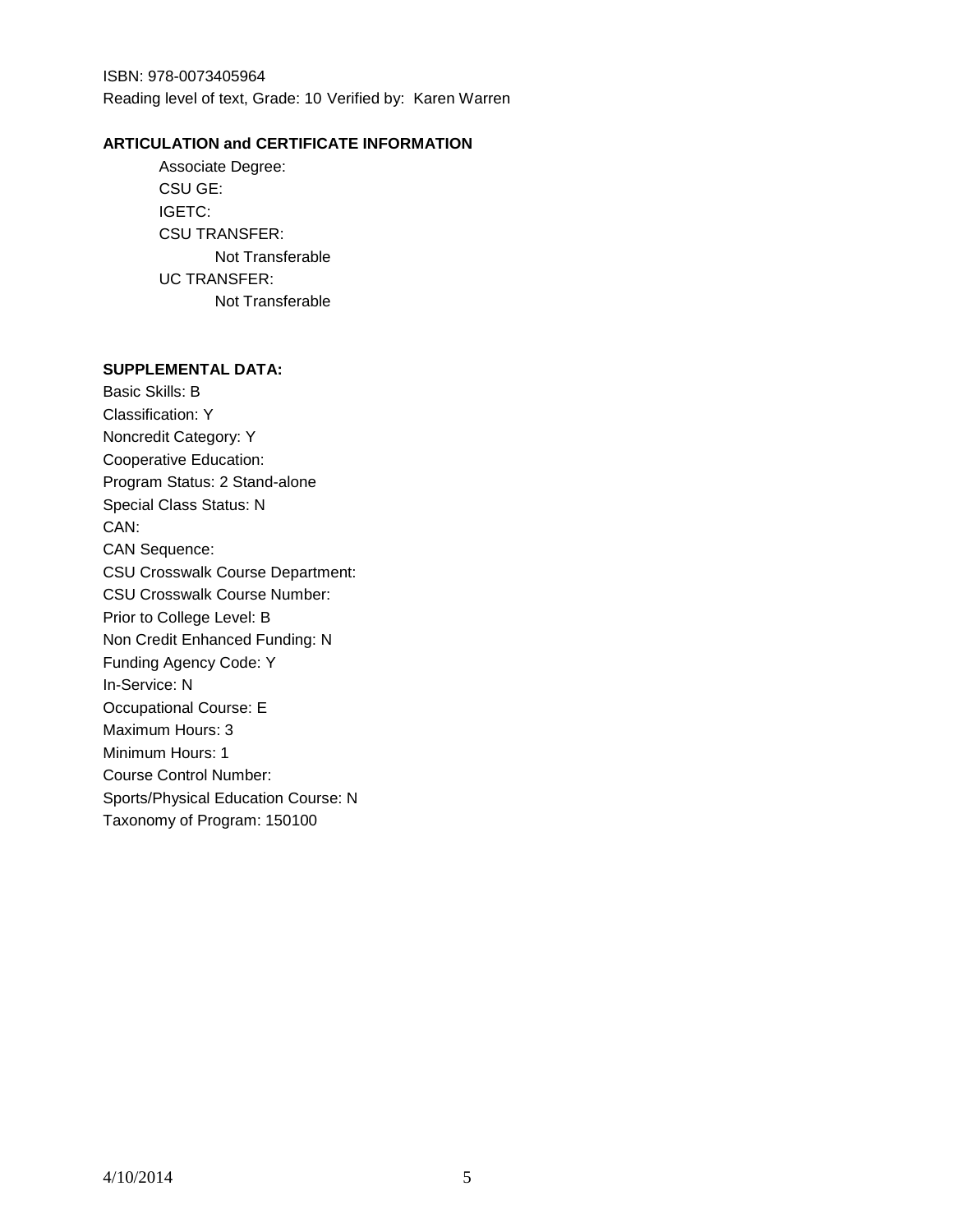ISBN: 978-0073405964
Reading level of text, Grade: 10 Verified by: Karen Warren

**ARTICULATION and CERTIFICATE INFORMATION**

Associate Degree:
CSU GE:
IGETC:
CSU TRANSFER:
Not Transferable
UC TRANSFER:
Not Transferable

**SUPPLEMENTAL DATA:**

Basic Skills: B
Classification: Y
Noncredit Category: Y
Cooperative Education:
Program Status: 2 Stand-alone
Special Class Status: N
CAN:
CAN Sequence:
CSU Crosswalk Course Department:
CSU Crosswalk Course Number:
Prior to College Level: B
Non Credit Enhanced Funding: N
Funding Agency Code: Y
In-Service: N
Occupational Course: E
Maximum Hours: 3
Minimum Hours: 1
Course Control Number:
Sports/Physical Education Course: N
Taxonomy of Program: 150100